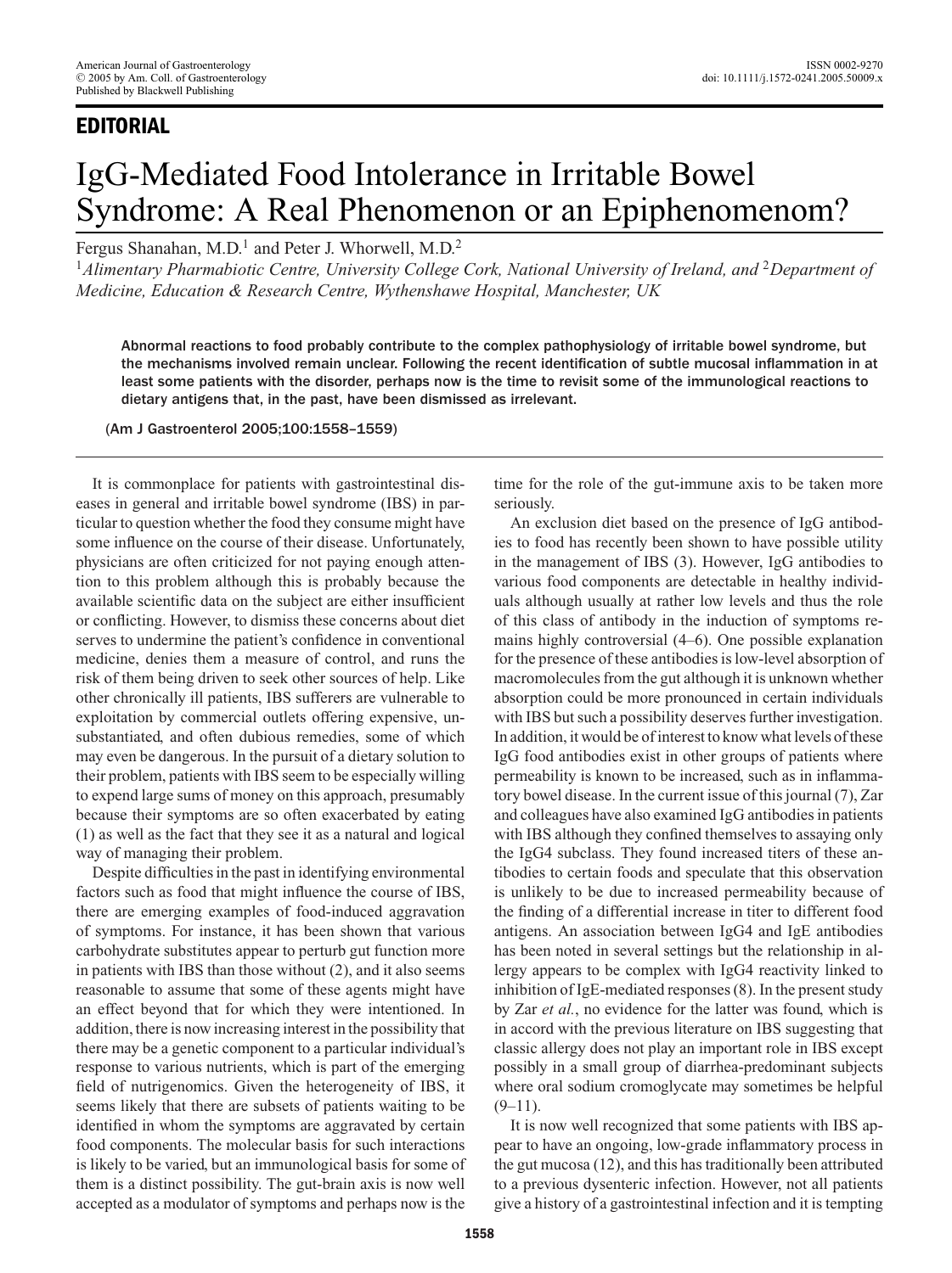American Journal of Gastroenterology
© 2005 by Am. Coll. of Gastroenterology
Published by Blackwell Publishing

ISSN 0002-9270
doi: 10.1111/j.1572-0241.2005.50009.x

## EDITORIAL

# IgG-Mediated Food Intolerance in Irritable Bowel Syndrome: A Real Phenomenon or an Epiphenomenom?

Fergus Shanahan, M.D.[1] and Peter J. Whorwell, M.D.[2]

[1]*Alimentary Pharmabiotic Centre, University College Cork, National University of Ireland, and* [2]*Department of Medicine, Education & Research Centre, Wythenshawe Hospital, Manchester, UK*

Abnormal reactions to food probably contribute to the complex pathophysiology of irritable bowel syndrome, but the mechanisms involved remain unclear. Following the recent identification of subtle mucosal inflammation in at least some patients with the disorder, perhaps now is the time to revisit some of the immunological reactions to dietary antigens that, in the past, have been dismissed as irrelevant.

(Am J Gastroenterol 2005;100:1558–1559)

It is commonplace for patients with gastrointestinal diseases in general and irritable bowel syndrome (IBS) in particular to question whether the food they consume might have some influence on the course of their disease. Unfortunately, physicians are often criticized for not paying enough attention to this problem although this is probably because the available scientific data on the subject are either insufficient or conflicting. However, to dismiss these concerns about diet serves to undermine the patient's confidence in conventional medicine, denies them a measure of control, and runs the risk of them being driven to seek other sources of help. Like other chronically ill patients, IBS sufferers are vulnerable to exploitation by commercial outlets offering expensive, unsubstantiated, and often dubious remedies, some of which may even be dangerous. In the pursuit of a dietary solution to their problem, patients with IBS seem to be especially willing to expend large sums of money on this approach, presumably because their symptoms are so often exacerbated by eating (1) as well as the fact that they see it as a natural and logical way of managing their problem.

Despite difficulties in the past in identifying environmental factors such as food that might influence the course of IBS, there are emerging examples of food-induced aggravation of symptoms. For instance, it has been shown that various carbohydrate substitutes appear to perturb gut function more in patients with IBS than those without (2), and it also seems reasonable to assume that some of these agents might have an effect beyond that for which they were intentioned. In addition, there is now increasing interest in the possibility that there may be a genetic component to a particular individual's response to various nutrients, which is part of the emerging field of nutrigenomics. Given the heterogeneity of IBS, it seems likely that there are subsets of patients waiting to be identified in whom the symptoms are aggravated by certain food components. The molecular basis for such interactions is likely to be varied, but an immunological basis for some of them is a distinct possibility. The gut-brain axis is now well accepted as a modulator of symptoms and perhaps now is the time for the role of the gut-immune axis to be taken more seriously.

An exclusion diet based on the presence of IgG antibodies to food has recently been shown to have possible utility in the management of IBS (3). However, IgG antibodies to various food components are detectable in healthy individuals although usually at rather low levels and thus the role of this class of antibody in the induction of symptoms remains highly controversial (4–6). One possible explanation for the presence of these antibodies is low-level absorption of macromolecules from the gut although it is unknown whether absorption could be more pronounced in certain individuals with IBS but such a possibility deserves further investigation. In addition, it would be of interest to know what levels of these IgG food antibodies exist in other groups of patients where permeability is known to be increased, such as in inflammatory bowel disease. In the current issue of this journal (7), Zar and colleagues have also examined IgG antibodies in patients with IBS although they confined themselves to assaying only the IgG4 subclass. They found increased titers of these antibodies to certain foods and speculate that this observation is unlikely to be due to increased permeability because of the finding of a differential increase in titer to different food antigens. An association between IgG4 and IgE antibodies has been noted in several settings but the relationship in allergy appears to be complex with IgG4 reactivity linked to inhibition of IgE-mediated responses (8). In the present study by Zar *et al.*, no evidence for the latter was found, which is in accord with the previous literature on IBS suggesting that classic allergy does not play an important role in IBS except possibly in a small group of diarrhea-predominant subjects where oral sodium cromoglycate may sometimes be helpful (9–11).

It is now well recognized that some patients with IBS appear to have an ongoing, low-grade inflammatory process in the gut mucosa (12), and this has traditionally been attributed to a previous dysenteric infection. However, not all patients give a history of a gastrointestinal infection and it is tempting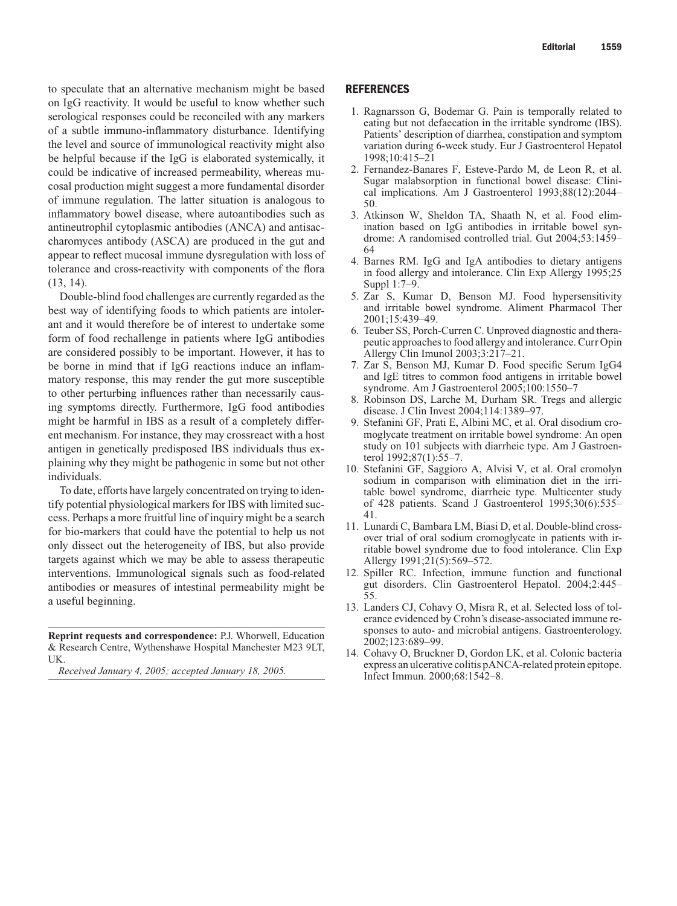to speculate that an alternative mechanism might be based on IgG reactivity. It would be useful to know whether such serological responses could be reconciled with any markers of a subtle immuno-inflammatory disturbance. Identifying the level and source of immunological reactivity might also be helpful because if the IgG is elaborated systemically, it could be indicative of increased permeability, whereas mucosal production might suggest a more fundamental disorder of immune regulation. The latter situation is analogous to inflammatory bowel disease, where autoantibodies such as antineutrophil cytoplasmic antibodies (ANCA) and antisaccharomyces antibody (ASCA) are produced in the gut and appear to reflect mucosal immune dysregulation with loss of tolerance and cross-reactivity with components of the flora (13, 14).

Double-blind food challenges are currently regarded as the best way of identifying foods to which patients are intolerant and it would therefore be of interest to undertake some form of food rechallenge in patients where IgG antibodies are considered possibly to be important. However, it has to be borne in mind that if IgG reactions induce an inflammatory response, this may render the gut more susceptible to other perturbing influences rather than necessarily causing symptoms directly. Furthermore, IgG food antibodies might be harmful in IBS as a result of a completely different mechanism. For instance, they may crossreact with a host antigen in genetically predisposed IBS individuals thus explaining why they might be pathogenic in some but not other individuals.

To date, efforts have largely concentrated on trying to identify potential physiological markers for IBS with limited success. Perhaps a more fruitful line of inquiry might be a search for bio-markers that could have the potential to help us not only dissect out the heterogeneity of IBS, but also provide targets against which we may be able to assess therapeutic interventions. Immunological signals such as food-related antibodies or measures of intestinal permeability might be a useful beginning.

**Reprint requests and correspondence:** P.J. Whorwell, Education & Research Centre, Wythenshawe Hospital Manchester M23 9LT, UK.

*Received January 4, 2005; accepted January 18, 2005.*

## REFERENCES

1. Ragnarsson G, Bodemar G. Pain is temporally related to eating but not defaecation in the irritable syndrome (IBS). Patients' description of diarrhea, constipation and symptom variation during 6-week study. Eur J Gastroenterol Hepatol 1998;10:415–21
2. Fernandez-Banares F, Esteve-Pardo M, de Leon R, et al. Sugar malabsorption in functional bowel disease: Clinical implications. Am J Gastroenterol 1993;88(12):2044–50.
3. Atkinson W, Sheldon TA, Shaath N, et al. Food elimination based on IgG antibodies in irritable bowel syndrome: A randomised controlled trial. Gut 2004;53:1459–64
4. Barnes RM. IgG and IgA antibodies to dietary antigens in food allergy and intolerance. Clin Exp Allergy 1995;25 Suppl 1:7–9.
5. Zar S, Kumar D, Benson MJ. Food hypersensitivity and irritable bowel syndrome. Aliment Pharmacol Ther 2001;15:439–49.
6. Teuber SS, Porch-Curren C. Unproved diagnostic and therapeutic approaches to food allergy and intolerance. Curr Opin Allergy Clin Imunol 2003;3:217–21.
7. Zar S, Benson MJ, Kumar D. Food specific Serum IgG4 and IgE titres to common food antigens in irritable bowel syndrome. Am J Gastroenterol 2005;100:1550–7
8. Robinson DS, Larche M, Durham SR. Tregs and allergic disease. J Clin Invest 2004;114:1389–97.
9. Stefanini GF, Prati E, Albini MC, et al. Oral disodium cromoglycate treatment on irritable bowel syndrome: An open study on 101 subjects with diarrheic type. Am J Gastroenterol 1992;87(1):55–7.
10. Stefanini GF, Saggioro A, Alvisi V, et al. Oral cromolyn sodium in comparison with elimination diet in the irritable bowel syndrome, diarrheic type. Multicenter study of 428 patients. Scand J Gastroenterol 1995;30(6):535–41.
11. Lunardi C, Bambara LM, Biasi D, et al. Double-blind crossover trial of oral sodium cromoglycate in patients with irritable bowel syndrome due to food intolerance. Clin Exp Allergy 1991;21(5):569–572.
12. Spiller RC. Infection, immune function and functional gut disorders. Clin Gastroenterol Hepatol. 2004;2:445–55.
13. Landers CJ, Cohavy O, Misra R, et al. Selected loss of tolerance evidenced by Crohn's disease-associated immune responses to auto- and microbial antigens. Gastroenterology. 2002;123:689–99.
14. Cohavy O, Bruckner D, Gordon LK, et al. Colonic bacteria express an ulcerative colitis pANCA-related protein epitope. Infect Immun. 2000;68:1542–8.